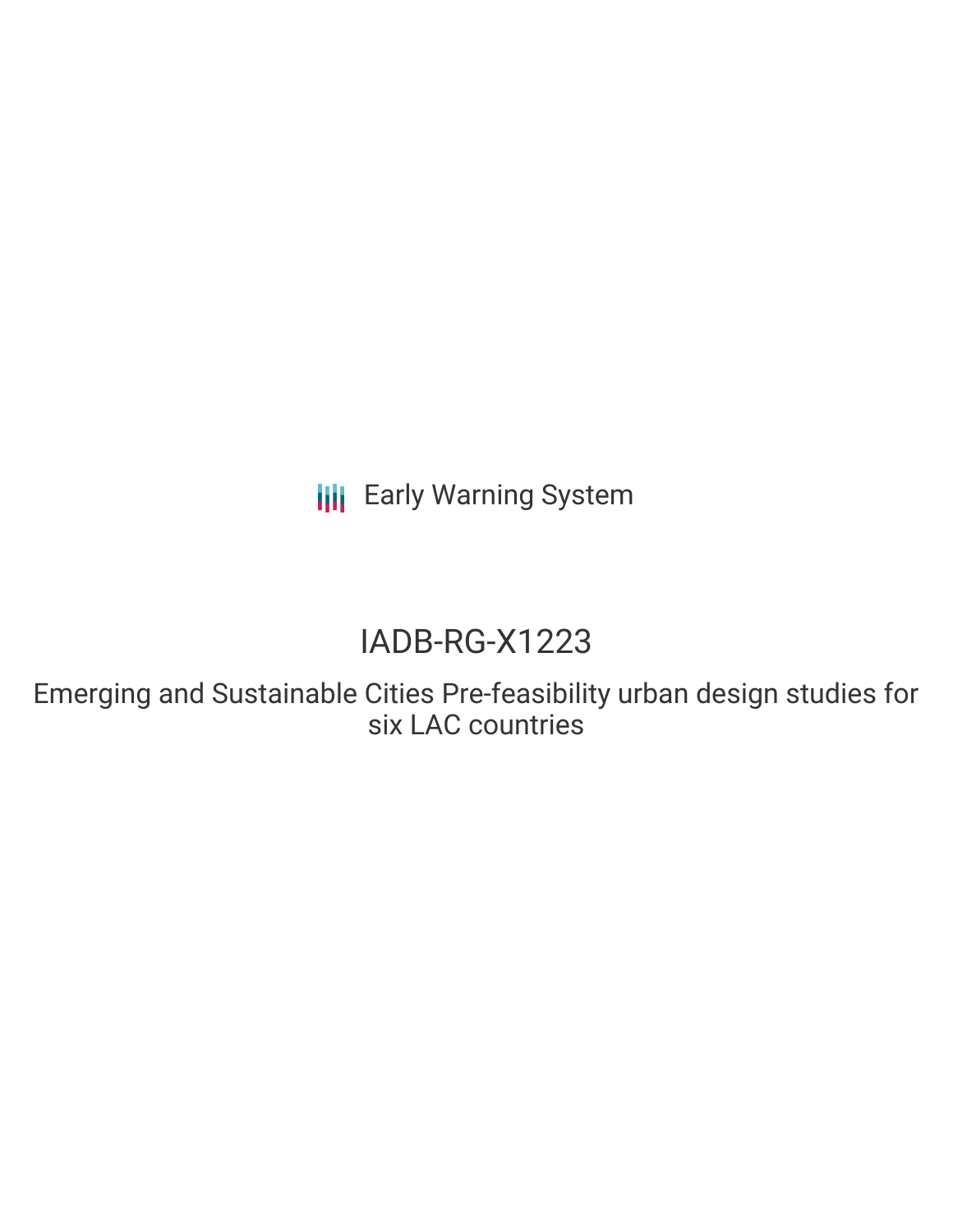Early Warning System

# IADB-RG-X1223

## Emerging and Sustainable Cities Pre-feasibility urban design studies for six LAC countries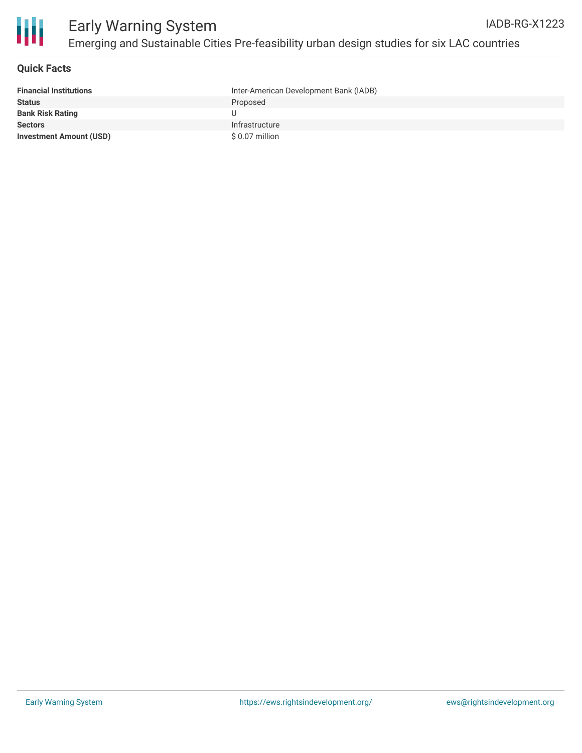# Early Warning System

## Emerging and Sustainable Cities Pre-feasibility urban design studies for six LAC countries

IADB-RG-X1223

### Quick Facts

| | |
|---|---|
| **Financial Institutions** | Inter-American Development Bank (IADB) |
| **Status** | Proposed |
| **Bank Risk Rating** | U |
| **Sectors** | Infrastructure |
| **Investment Amount (USD)** | $ 0.07 million |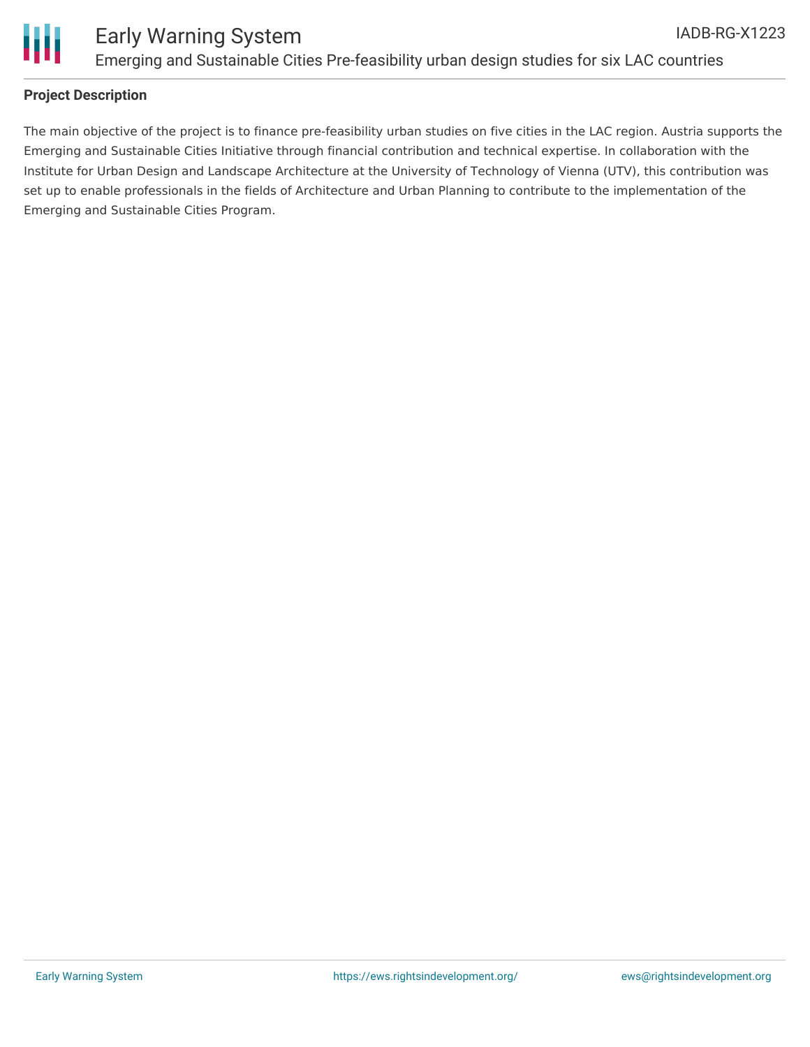## Project Description

The main objective of the project is to finance pre-feasibility urban studies on five cities in the LAC region. Austria supports the Emerging and Sustainable Cities Initiative through financial contribution and technical expertise. In collaboration with the Institute for Urban Design and Landscape Architecture at the University of Technology of Vienna (UTV), this contribution was set up to enable professionals in the fields of Architecture and Urban Planning to contribute to the implementation of the Emerging and Sustainable Cities Program.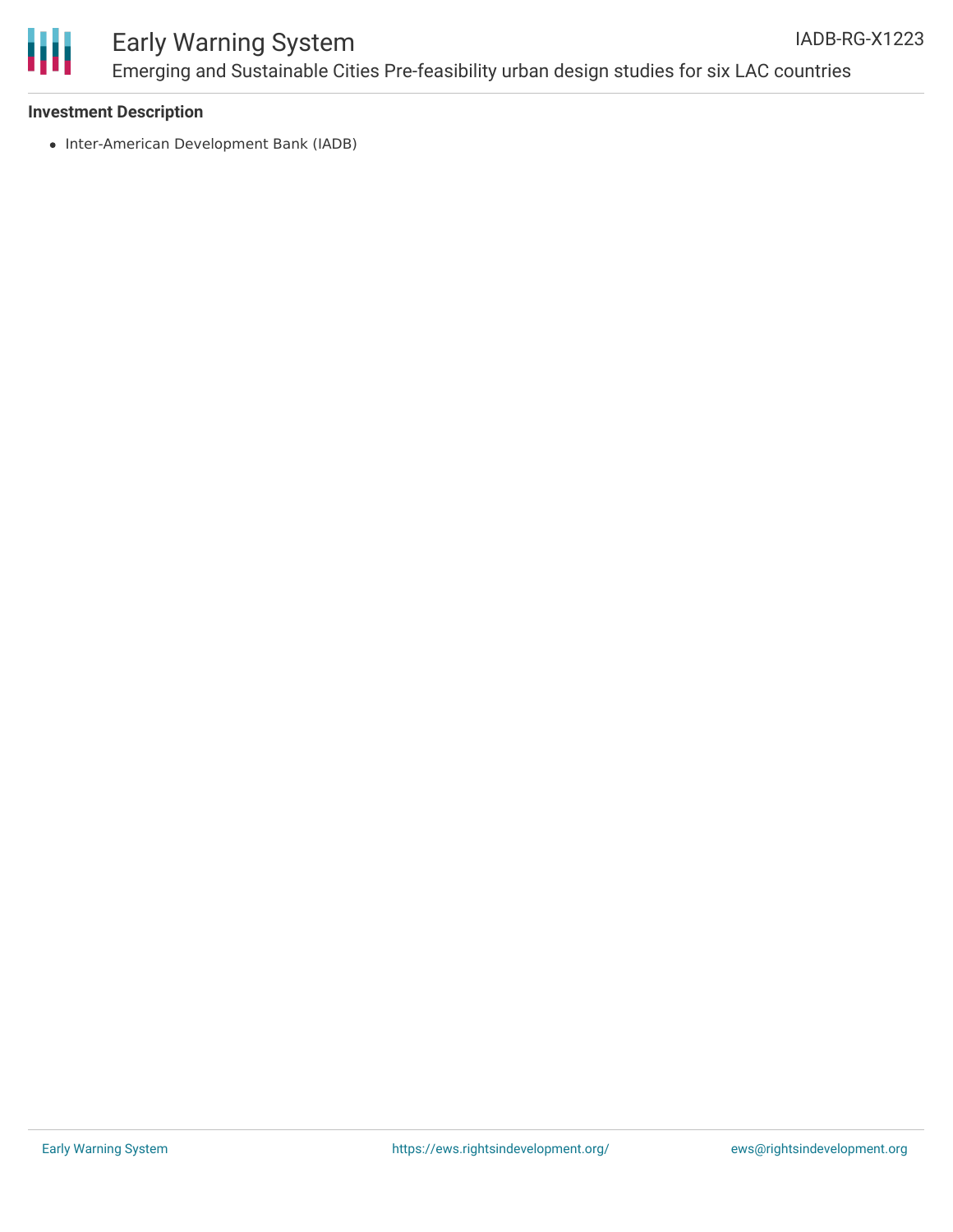**Investment Description**

- Inter-American Development Bank (IADB)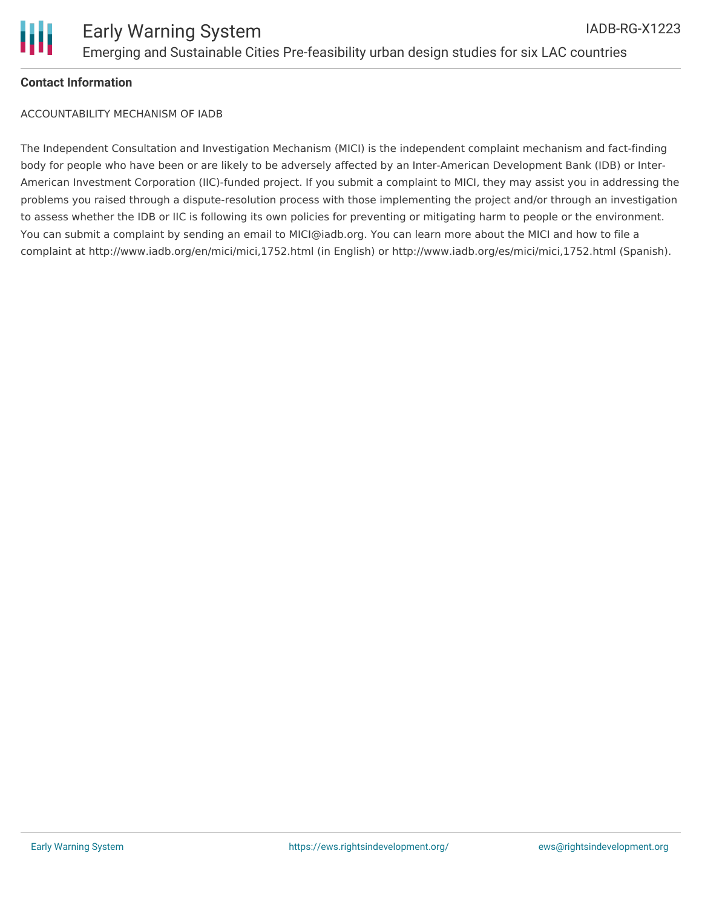**Contact Information**

ACCOUNTABILITY MECHANISM OF IADB

The Independent Consultation and Investigation Mechanism (MICI) is the independent complaint mechanism and fact-finding body for people who have been or are likely to be adversely affected by an Inter-American Development Bank (IDB) or Inter-American Investment Corporation (IIC)-funded project. If you submit a complaint to MICI, they may assist you in addressing the problems you raised through a dispute-resolution process with those implementing the project and/or through an investigation to assess whether the IDB or IIC is following its own policies for preventing or mitigating harm to people or the environment. You can submit a complaint by sending an email to MICI@iadb.org. You can learn more about the MICI and how to file a complaint at http://www.iadb.org/en/mici/mici,1752.html (in English) or http://www.iadb.org/es/mici/mici,1752.html (Spanish).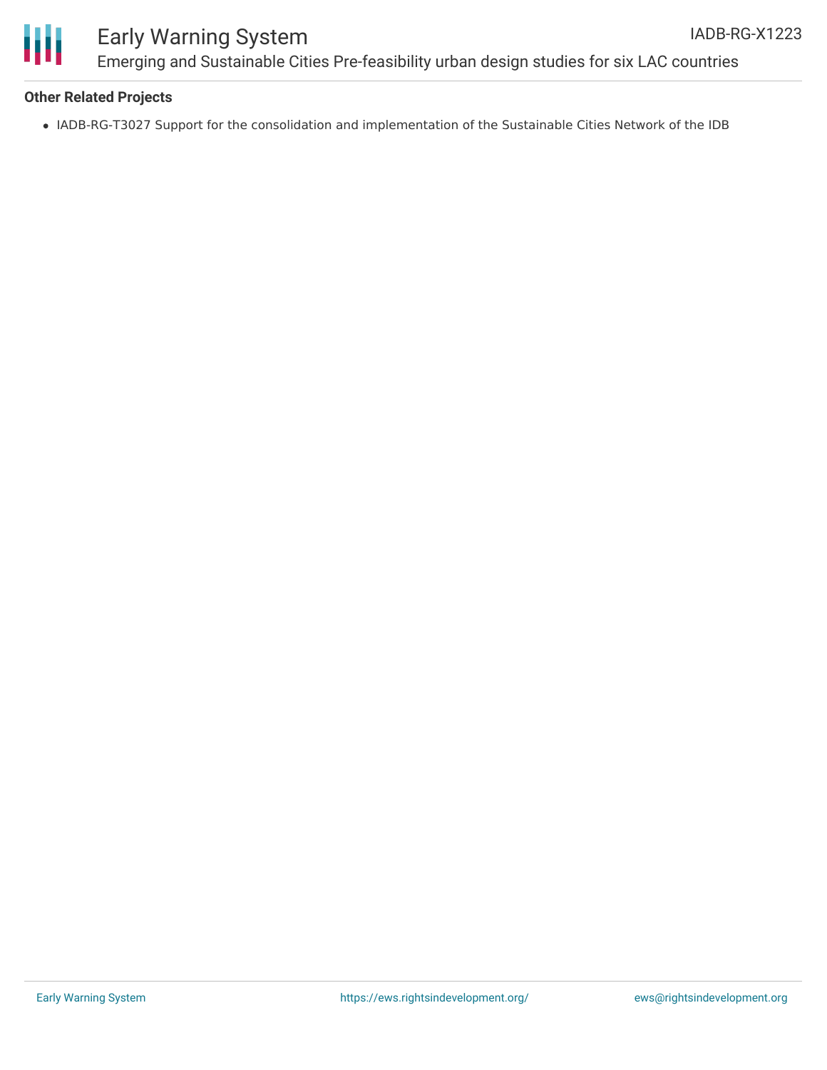### Other Related Projects

- IADB-RG-T3027 Support for the consolidation and implementation of the Sustainable Cities Network of the IDB